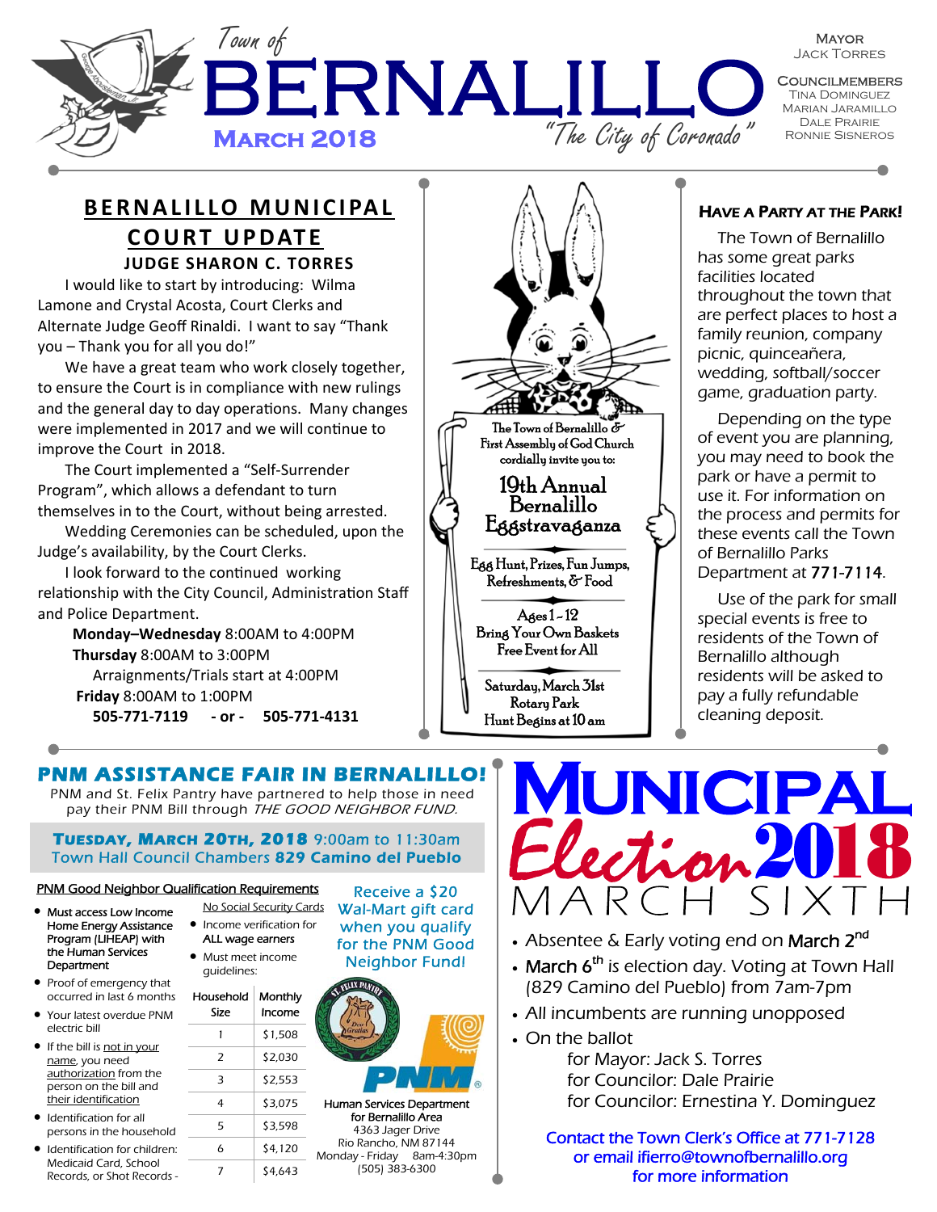# Town of BERNALILLO

**March 2018**

*"The City of Coronado"*

Mayor
Jack Torres

Councilmembers
Tina Dominguez
Marian Jaramillo
Dale Prairie
Ronnie Sisneros

## BERNALILLO MUNICIPAL COURT UPDATE

### JUDGE SHARON C. TORRES

I would like to start by introducing: Wilma Lamone and Crystal Acosta, Court Clerks and Alternate Judge Geoff Rinaldi. I want to say "Thank you – Thank you for all you do!"

We have a great team who work closely together, to ensure the Court is in compliance with new rulings and the general day to day operations. Many changes were implemented in 2017 and we will continue to improve the Court in 2018.

The Court implemented a "Self-Surrender Program", which allows a defendant to turn themselves in to the Court, without being arrested.

Wedding Ceremonies can be scheduled, upon the Judge's availability, by the Court Clerks.

I look forward to the continued working relationship with the City Council, Administration Staff and Police Department.

**Monday–Wednesday** 8:00AM to 4:00PM
**Thursday** 8:00AM to 3:00PM
Arraignments/Trials start at 4:00PM
**Friday** 8:00AM to 1:00PM
**505-771-7119 - or - 505-771-4131**

The Town of Bernalillo & First Assembly of God Church cordially invite you to:

**19th Annual Bernalillo Eggstravaganza**

Egg Hunt, Prizes, Fun Jumps, Refreshments, & Food

Ages 1 - 12
Bring Your Own Baskets
Free Event for All

Saturday, March 31st
Rotary Park
Hunt Begins at 10 am

## Have a Party at the Park!

The Town of Bernalillo has some great parks facilities located throughout the town that are perfect places to host a family reunion, company picnic, quinceañera, wedding, softball/soccer game, graduation party.

Depending on the type of event you are planning, you may need to book the park or have a permit to use it. For information on the process and permits for these events call the Town of Bernalillo Parks Department at 771-7114.

Use of the park for small special events is free to residents of the Town of Bernalillo although residents will be asked to pay a fully refundable cleaning deposit.

## PNM ASSISTANCE FAIR IN BERNALILLO!

PNM and St. Felix Pantry have partnered to help those in need pay their PNM Bill through *THE GOOD NEIGHBOR FUND.*

**Tuesday, March 20th, 2018** 9:00am to 11:30am
Town Hall Council Chambers **829 Camino del Pueblo**

PNM Good Neighbor Qualification Requirements

- Must access Low Income Home Energy Assistance Program (LIHEAP) with the Human Services Department
- Proof of emergency that occurred in last 6 months
- Your latest overdue PNM electric bill
- If the bill is not in your name, you need authorization from the person on the bill and their identification
- Identification for all persons in the household
- Identification for children: Medicaid Card, School Records, or Shot Records -

No Social Security Cards

- Income verification for ALL wage earners
- Must meet income guidelines:

| Household Size | Monthly Income |
|---|---|
| 1 | $1,508 |
| 2 | $2,030 |
| 3 | $2,553 |
| 4 | $3,075 |
| 5 | $3,598 |
| 6 | $4,120 |
| 7 | $4,643 |

Receive a $20 Wal-Mart gift card when you qualify for the PNM Good Neighbor Fund!

Human Services Department
for Bernalillo Area
4363 Jager Drive
Rio Rancho, NM 87144
Monday - Friday 8am-4:30pm
(505) 383-6300

# MUNICIPAL Election 2018

## MARCH SIXTH

- Absentee & Early voting end on March 2nd
- March 6th is election day. Voting at Town Hall (829 Camino del Pueblo) from 7am-7pm
- All incumbents are running unopposed
- On the ballot
  - for Mayor: Jack S. Torres
  - for Councilor: Dale Prairie
  - for Councilor: Ernestina Y. Dominguez

Contact the Town Clerk's Office at 771-7128 or email ifierro@townofbernalillo.org for more information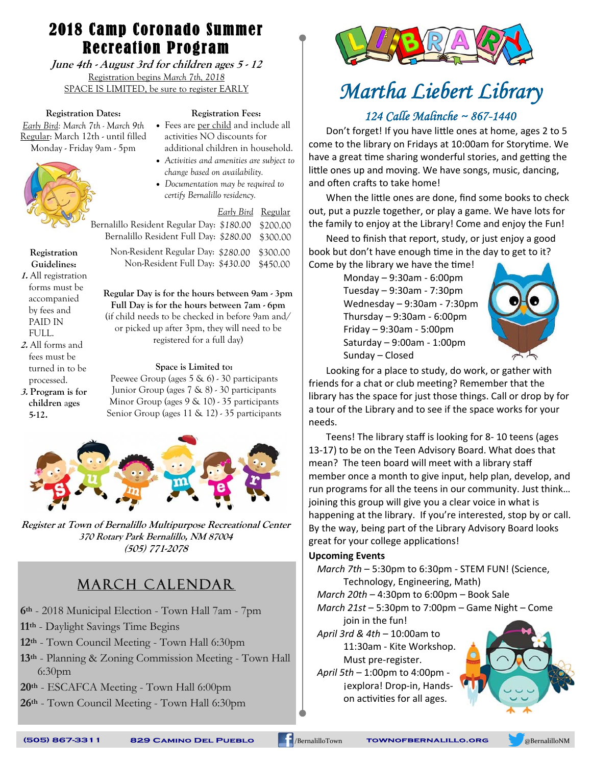# 2018 Camp Coronado Summer Recreation Program

***June 4th - August 3rd for children ages 5 - 12***

Registration begins *March 7th, 2018*

SPACE IS LIMITED, be sure to register EARLY

**Registration Dates:**

*Early Bird*: *March 7th - March 9th*

Regular: March 12th - until filled

Monday - Friday 9am - 5pm

**Registration Fees:**

- Fees are per child and include all activities NO discounts for additional children in household.
- *Activities and amenities are subject to change based on availability.*
- *Documentation may be required to certify Bernalillo residency.*

| | *Early Bird* | Regular |
|---|---|---|
| Bernalillo Resident Regular Day: | *$180.00* | $200.00 |
| Bernalillo Resident Full Day: | *$280.00* | $300.00 |
| Non-Resident Regular Day: | *$280.00* | $300.00 |
| Non-Resident Full Day: | *$430.00* | $450.00 |

**Registration Guidelines:**

1. All registration forms must be accompanied by fees and PAID IN FULL.
2. All forms and fees must be turned in to be processed.
3. **Program is for children ages 5-12.**

**Regular Day is for the hours between 9am - 3pm**
**Full Day is for the hours between 7am - 6pm**
(if child needs to be checked in before 9am and/or picked up after 3pm, they will need to be registered for a full day)

**Space is Limited to:**

Peewee Group (ages 5 & 6) - 30 participants
Junior Group (ages 7 & 8) - 30 participants
Minor Group (ages 9 & 10) - 35 participants
Senior Group (ages 11 & 12) - 35 participants

***Register at Town of Bernalillo Multipurpose Recreational Center***
***370 Rotary Park Bernalillo, NM 87004***
***(505) 771-2078***

## MARCH CALENDAR

**6th** - 2018 Municipal Election - Town Hall 7am - 7pm
**11th** - Daylight Savings Time Begins
**12th** - Town Council Meeting - Town Hall 6:30pm
**13th** - Planning & Zoning Commission Meeting - Town Hall 6:30pm
**20th** - ESCAFCA Meeting - Town Hall 6:00pm
**26th** - Town Council Meeting - Town Hall 6:30pm

# *Martha Liebert Library*

### *124 Calle Malinche ~ 867-1440*

Don't forget! If you have little ones at home, ages 2 to 5 come to the library on Fridays at 10:00am for Storytime. We have a great time sharing wonderful stories, and getting the little ones up and moving. We have songs, music, dancing, and often crafts to take home!

When the little ones are done, find some books to check out, put a puzzle together, or play a game. We have lots for the family to enjoy at the Library! Come and enjoy the Fun!

Need to finish that report, study, or just enjoy a good book but don't have enough time in the day to get to it? Come by the library we have the time!

Monday – 9:30am - 6:00pm
Tuesday – 9:30am - 7:30pm
Wednesday – 9:30am - 7:30pm
Thursday – 9:30am - 6:00pm
Friday – 9:30am - 5:00pm
Saturday – 9:00am - 1:00pm
Sunday – Closed

Looking for a place to study, do work, or gather with friends for a chat or club meeting? Remember that the library has the space for just those things. Call or drop by for a tour of the Library and to see if the space works for your needs.

Teens! The library staff is looking for 8- 10 teens (ages 13-17) to be on the Teen Advisory Board. What does that mean? The teen board will meet with a library staff member once a month to give input, help plan, develop, and run programs for all the teens in our community. Just think… joining this group will give you a clear voice in what is happening at the library. If you're interested, stop by or call. By the way, being part of the Library Advisory Board looks great for your college applications!

**Upcoming Events**

*March 7th* – 5:30pm to 6:30pm - STEM FUN! (Science, Technology, Engineering, Math)
*March 20th* – 4:30pm to 6:00pm – Book Sale
*March 21st* – 5:30pm to 7:00pm – Game Night – Come join in the fun!
*April 3rd & 4th* – 10:00am to 11:30am - Kite Workshop. Must pre-register.
*April 5th* – 1:00pm to 4:00pm - ¡explora! Drop-in, Hands-on activities for all ages.

(505) 867-3311 829 Camino Del Pueblo /BernalilloTown townofbernalillo.org @BernalilloNM